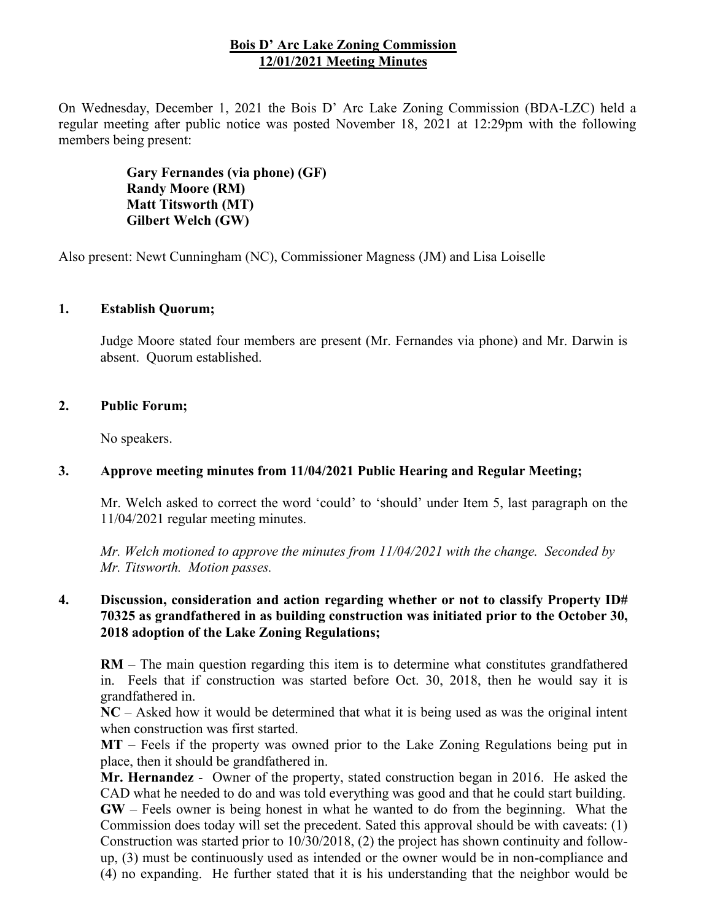# Bois D' Arc Lake Zoning Commission
## 12/01/2021 Meeting Minutes

On Wednesday, December 1, 2021 the Bois D' Arc Lake Zoning Commission (BDA-LZC) held a regular meeting after public notice was posted November 18, 2021 at 12:29pm with the following members being present:

**Gary Fernandes (via phone) (GF)**
**Randy Moore (RM)**
**Matt Titsworth (MT)**
**Gilbert Welch (GW)**

Also present: Newt Cunningham (NC), Commissioner Magness (JM) and Lisa Loiselle

### 1. Establish Quorum;

Judge Moore stated four members are present (Mr. Fernandes via phone) and Mr. Darwin is absent. Quorum established.

### 2. Public Forum;

No speakers.

### 3. Approve meeting minutes from 11/04/2021 Public Hearing and Regular Meeting;

Mr. Welch asked to correct the word 'could' to 'should' under Item 5, last paragraph on the 11/04/2021 regular meeting minutes.

*Mr. Welch motioned to approve the minutes from 11/04/2021 with the change. Seconded by Mr. Titsworth. Motion passes.*

### 4. Discussion, consideration and action regarding whether or not to classify Property ID# 70325 as grandfathered in as building construction was initiated prior to the October 30, 2018 adoption of the Lake Zoning Regulations;

**RM** – The main question regarding this item is to determine what constitutes grandfathered in. Feels that if construction was started before Oct. 30, 2018, then he would say it is grandfathered in.

**NC** – Asked how it would be determined that what it is being used as was the original intent when construction was first started.

**MT** – Feels if the property was owned prior to the Lake Zoning Regulations being put in place, then it should be grandfathered in.

**Mr. Hernandez** - Owner of the property, stated construction began in 2016. He asked the CAD what he needed to do and was told everything was good and that he could start building.

**GW** – Feels owner is being honest in what he wanted to do from the beginning. What the Commission does today will set the precedent. Sated this approval should be with caveats: (1) Construction was started prior to 10/30/2018, (2) the project has shown continuity and follow-up, (3) must be continuously used as intended or the owner would be in non-compliance and (4) no expanding. He further stated that it is his understanding that the neighbor would be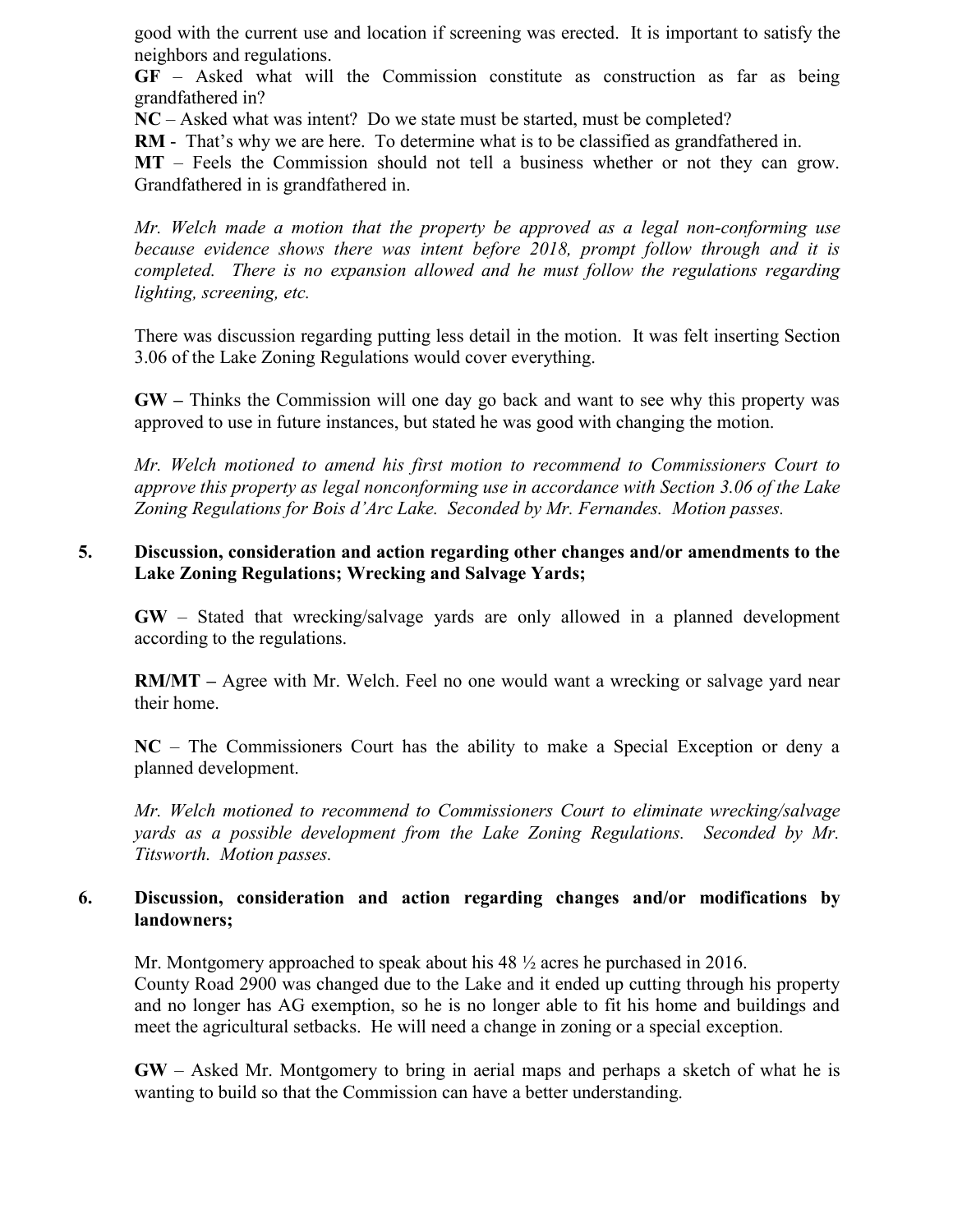good with the current use and location if screening was erected. It is important to satisfy the neighbors and regulations.

**GF** – Asked what will the Commission constitute as construction as far as being grandfathered in?

**NC** – Asked what was intent? Do we state must be started, must be completed?

**RM** - That's why we are here. To determine what is to be classified as grandfathered in.

**MT** – Feels the Commission should not tell a business whether or not they can grow. Grandfathered in is grandfathered in.

*Mr. Welch made a motion that the property be approved as a legal non-conforming use because evidence shows there was intent before 2018, prompt follow through and it is completed. There is no expansion allowed and he must follow the regulations regarding lighting, screening, etc.*

There was discussion regarding putting less detail in the motion. It was felt inserting Section 3.06 of the Lake Zoning Regulations would cover everything.

**GW –** Thinks the Commission will one day go back and want to see why this property was approved to use in future instances, but stated he was good with changing the motion.

*Mr. Welch motioned to amend his first motion to recommend to Commissioners Court to approve this property as legal nonconforming use in accordance with Section 3.06 of the Lake Zoning Regulations for Bois d'Arc Lake. Seconded by Mr. Fernandes. Motion passes.*

**5. Discussion, consideration and action regarding other changes and/or amendments to the Lake Zoning Regulations; Wrecking and Salvage Yards;**

**GW** – Stated that wrecking/salvage yards are only allowed in a planned development according to the regulations.

**RM/MT –** Agree with Mr. Welch. Feel no one would want a wrecking or salvage yard near their home.

**NC** – The Commissioners Court has the ability to make a Special Exception or deny a planned development.

*Mr. Welch motioned to recommend to Commissioners Court to eliminate wrecking/salvage yards as a possible development from the Lake Zoning Regulations. Seconded by Mr. Titsworth. Motion passes.*

**6. Discussion, consideration and action regarding changes and/or modifications by landowners;**

Mr. Montgomery approached to speak about his 48 ½ acres he purchased in 2016.
County Road 2900 was changed due to the Lake and it ended up cutting through his property and no longer has AG exemption, so he is no longer able to fit his home and buildings and meet the agricultural setbacks. He will need a change in zoning or a special exception.

**GW** – Asked Mr. Montgomery to bring in aerial maps and perhaps a sketch of what he is wanting to build so that the Commission can have a better understanding.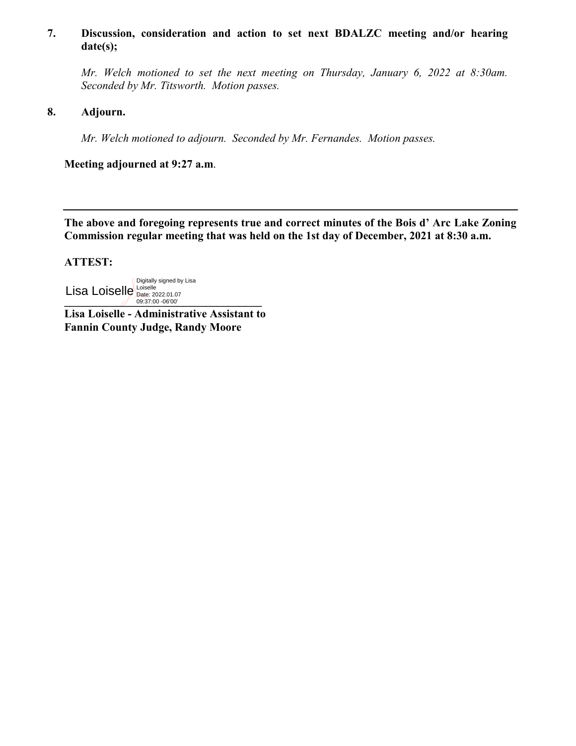**7. Discussion, consideration and action to set next BDALZC meeting and/or hearing date(s);**

*Mr. Welch motioned to set the next meeting on Thursday, January 6, 2022 at 8:30am. Seconded by Mr. Titsworth. Motion passes.*

**8. Adjourn.**

*Mr. Welch motioned to adjourn. Seconded by Mr. Fernandes. Motion passes.*

**Meeting adjourned at 9:27 a.m**.

---

**The above and foregoing represents true and correct minutes of the Bois d' Arc Lake Zoning Commission regular meeting that was held on the 1st day of December, 2021 at 8:30 a.m.**

**ATTEST:**

Lisa Loiselle Digitally signed by Lisa Loiselle Date: 2022.01.07 09:37:00 -06'00'

**Lisa Loiselle - Administrative Assistant to Fannin County Judge, Randy Moore**